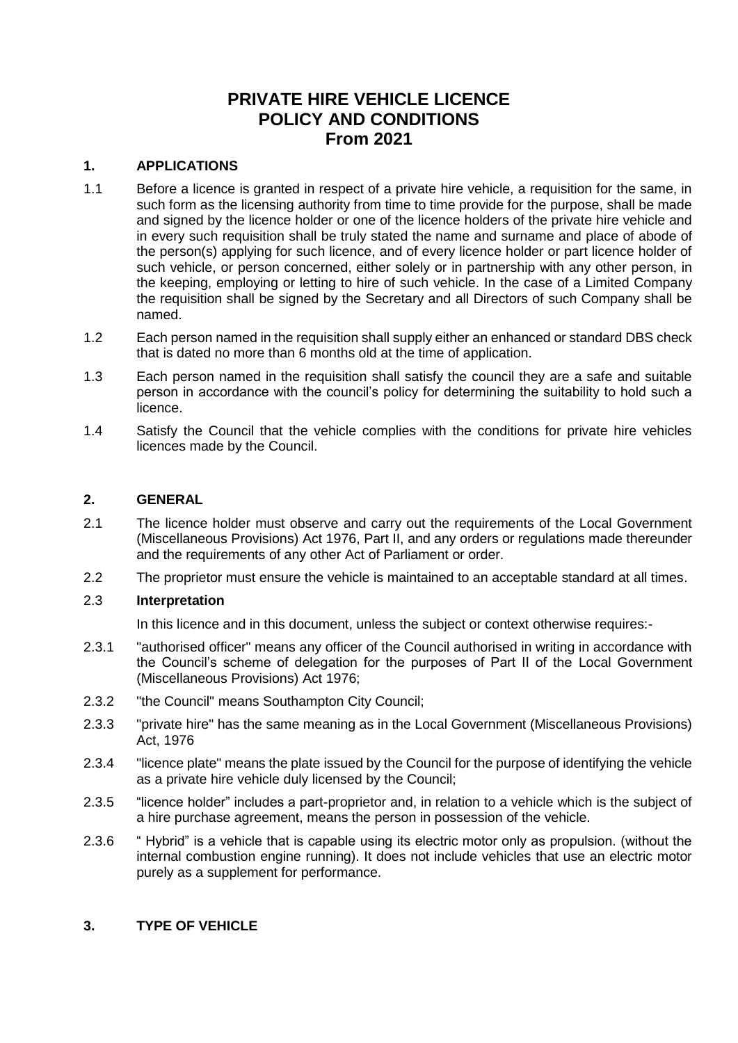# PRIVATE HIRE VEHICLE LICENCE POLICY AND CONDITIONS From 2021

## 1. APPLICATIONS

1.1 Before a licence is granted in respect of a private hire vehicle, a requisition for the same, in such form as the licensing authority from time to time provide for the purpose, shall be made and signed by the licence holder or one of the licence holders of the private hire vehicle and in every such requisition shall be truly stated the name and surname and place of abode of the person(s) applying for such licence, and of every licence holder or part licence holder of such vehicle, or person concerned, either solely or in partnership with any other person, in the keeping, employing or letting to hire of such vehicle. In the case of a Limited Company the requisition shall be signed by the Secretary and all Directors of such Company shall be named.

1.2 Each person named in the requisition shall supply either an enhanced or standard DBS check that is dated no more than 6 months old at the time of application.

1.3 Each person named in the requisition shall satisfy the council they are a safe and suitable person in accordance with the council's policy for determining the suitability to hold such a licence.

1.4 Satisfy the Council that the vehicle complies with the conditions for private hire vehicles licences made by the Council.

## 2. GENERAL

2.1 The licence holder must observe and carry out the requirements of the Local Government (Miscellaneous Provisions) Act 1976, Part II, and any orders or regulations made thereunder and the requirements of any other Act of Parliament or order.

2.2 The proprietor must ensure the vehicle is maintained to an acceptable standard at all times.

2.3 **Interpretation**

In this licence and in this document, unless the subject or context otherwise requires:-

2.3.1 "authorised officer" means any officer of the Council authorised in writing in accordance with the Council's scheme of delegation for the purposes of Part II of the Local Government (Miscellaneous Provisions) Act 1976;

2.3.2 "the Council" means Southampton City Council;

2.3.3 "private hire" has the same meaning as in the Local Government (Miscellaneous Provisions) Act, 1976

2.3.4 "licence plate" means the plate issued by the Council for the purpose of identifying the vehicle as a private hire vehicle duly licensed by the Council;

2.3.5 "licence holder" includes a part-proprietor and, in relation to a vehicle which is the subject of a hire purchase agreement, means the person in possession of the vehicle.

2.3.6 " Hybrid" is a vehicle that is capable using its electric motor only as propulsion. (without the internal combustion engine running). It does not include vehicles that use an electric motor purely as a supplement for performance.

## 3. TYPE OF VEHICLE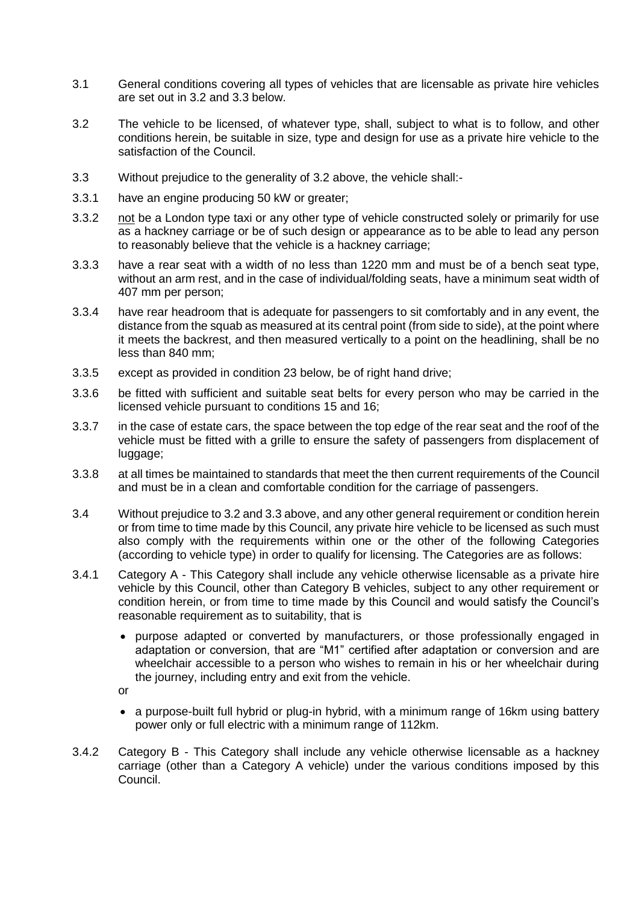3.1 General conditions covering all types of vehicles that are licensable as private hire vehicles are set out in 3.2 and 3.3 below.

3.2 The vehicle to be licensed, of whatever type, shall, subject to what is to follow, and other conditions herein, be suitable in size, type and design for use as a private hire vehicle to the satisfaction of the Council.

3.3 Without prejudice to the generality of 3.2 above, the vehicle shall:-

3.3.1 have an engine producing 50 kW or greater;

3.3.2 <u>not</u> be a London type taxi or any other type of vehicle constructed solely or primarily for use as a hackney carriage or be of such design or appearance as to be able to lead any person to reasonably believe that the vehicle is a hackney carriage;

3.3.3 have a rear seat with a width of no less than 1220 mm and must be of a bench seat type, without an arm rest, and in the case of individual/folding seats, have a minimum seat width of 407 mm per person;

3.3.4 have rear headroom that is adequate for passengers to sit comfortably and in any event, the distance from the squab as measured at its central point (from side to side), at the point where it meets the backrest, and then measured vertically to a point on the headlining, shall be no less than 840 mm;

3.3.5 except as provided in condition 23 below, be of right hand drive;

3.3.6 be fitted with sufficient and suitable seat belts for every person who may be carried in the licensed vehicle pursuant to conditions 15 and 16;

3.3.7 in the case of estate cars, the space between the top edge of the rear seat and the roof of the vehicle must be fitted with a grille to ensure the safety of passengers from displacement of luggage;

3.3.8 at all times be maintained to standards that meet the then current requirements of the Council and must be in a clean and comfortable condition for the carriage of passengers.

3.4 Without prejudice to 3.2 and 3.3 above, and any other general requirement or condition herein or from time to time made by this Council, any private hire vehicle to be licensed as such must also comply with the requirements within one or the other of the following Categories (according to vehicle type) in order to qualify for licensing. The Categories are as follows:

3.4.1 Category A - This Category shall include any vehicle otherwise licensable as a private hire vehicle by this Council, other than Category B vehicles, subject to any other requirement or condition herein, or from time to time made by this Council and would satisfy the Council's reasonable requirement as to suitability, that is

- purpose adapted or converted by manufacturers, or those professionally engaged in adaptation or conversion, that are "M1" certified after adaptation or conversion and are wheelchair accessible to a person who wishes to remain in his or her wheelchair during the journey, including entry and exit from the vehicle.

or

- a purpose-built full hybrid or plug-in hybrid, with a minimum range of 16km using battery power only or full electric with a minimum range of 112km.

3.4.2 Category B - This Category shall include any vehicle otherwise licensable as a hackney carriage (other than a Category A vehicle) under the various conditions imposed by this Council.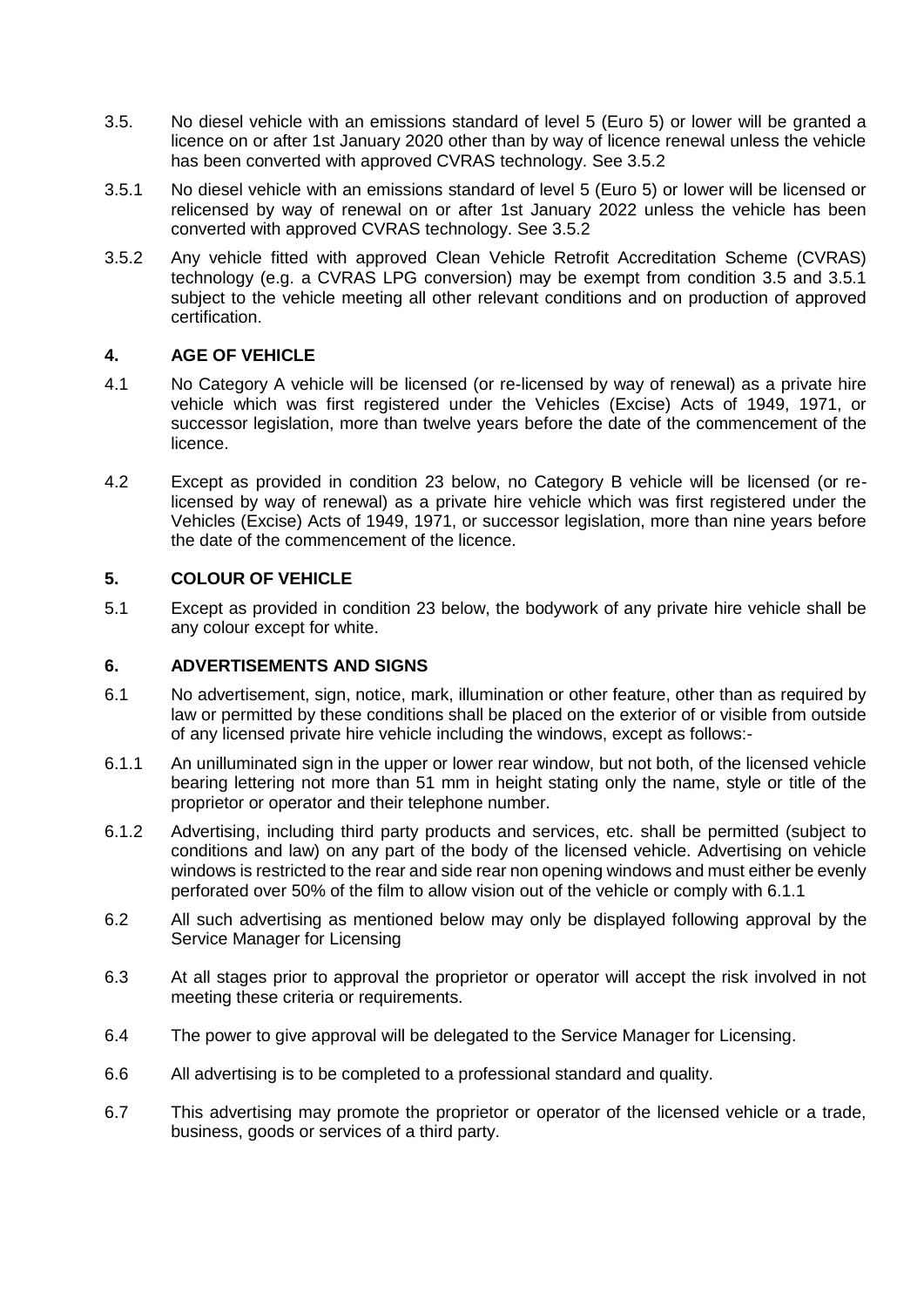3.5. No diesel vehicle with an emissions standard of level 5 (Euro 5) or lower will be granted a licence on or after 1st January 2020 other than by way of licence renewal unless the vehicle has been converted with approved CVRAS technology. See 3.5.2

3.5.1 No diesel vehicle with an emissions standard of level 5 (Euro 5) or lower will be licensed or relicensed by way of renewal on or after 1st January 2022 unless the vehicle has been converted with approved CVRAS technology. See 3.5.2

3.5.2 Any vehicle fitted with approved Clean Vehicle Retrofit Accreditation Scheme (CVRAS) technology (e.g. a CVRAS LPG conversion) may be exempt from condition 3.5 and 3.5.1 subject to the vehicle meeting all other relevant conditions and on production of approved certification.

## 4. AGE OF VEHICLE

4.1 No Category A vehicle will be licensed (or re-licensed by way of renewal) as a private hire vehicle which was first registered under the Vehicles (Excise) Acts of 1949, 1971, or successor legislation, more than twelve years before the date of the commencement of the licence.

4.2 Except as provided in condition 23 below, no Category B vehicle will be licensed (or re-licensed by way of renewal) as a private hire vehicle which was first registered under the Vehicles (Excise) Acts of 1949, 1971, or successor legislation, more than nine years before the date of the commencement of the licence.

## 5. COLOUR OF VEHICLE

5.1 Except as provided in condition 23 below, the bodywork of any private hire vehicle shall be any colour except for white.

## 6. ADVERTISEMENTS AND SIGNS

6.1 No advertisement, sign, notice, mark, illumination or other feature, other than as required by law or permitted by these conditions shall be placed on the exterior of or visible from outside of any licensed private hire vehicle including the windows, except as follows:-

6.1.1 An unilluminated sign in the upper or lower rear window, but not both, of the licensed vehicle bearing lettering not more than 51 mm in height stating only the name, style or title of the proprietor or operator and their telephone number.

6.1.2 Advertising, including third party products and services, etc. shall be permitted (subject to conditions and law) on any part of the body of the licensed vehicle. Advertising on vehicle windows is restricted to the rear and side rear non opening windows and must either be evenly perforated over 50% of the film to allow vision out of the vehicle or comply with 6.1.1

6.2 All such advertising as mentioned below may only be displayed following approval by the Service Manager for Licensing

6.3 At all stages prior to approval the proprietor or operator will accept the risk involved in not meeting these criteria or requirements.

6.4 The power to give approval will be delegated to the Service Manager for Licensing.

6.6 All advertising is to be completed to a professional standard and quality.

6.7 This advertising may promote the proprietor or operator of the licensed vehicle or a trade, business, goods or services of a third party.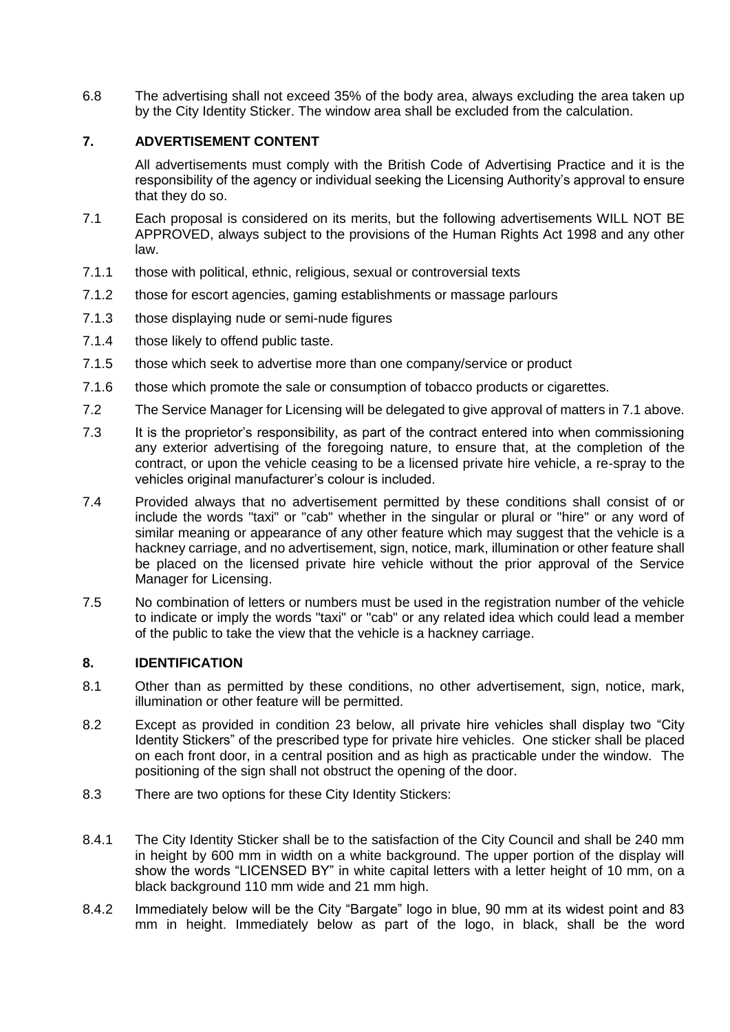6.8 The advertising shall not exceed 35% of the body area, always excluding the area taken up by the City Identity Sticker. The window area shall be excluded from the calculation.

## 7. ADVERTISEMENT CONTENT

All advertisements must comply with the British Code of Advertising Practice and it is the responsibility of the agency or individual seeking the Licensing Authority's approval to ensure that they do so.

7.1 Each proposal is considered on its merits, but the following advertisements WILL NOT BE APPROVED, always subject to the provisions of the Human Rights Act 1998 and any other law.

7.1.1 those with political, ethnic, religious, sexual or controversial texts

7.1.2 those for escort agencies, gaming establishments or massage parlours

7.1.3 those displaying nude or semi-nude figures

7.1.4 those likely to offend public taste.

7.1.5 those which seek to advertise more than one company/service or product

7.1.6 those which promote the sale or consumption of tobacco products or cigarettes.

7.2 The Service Manager for Licensing will be delegated to give approval of matters in 7.1 above.

7.3 It is the proprietor's responsibility, as part of the contract entered into when commissioning any exterior advertising of the foregoing nature, to ensure that, at the completion of the contract, or upon the vehicle ceasing to be a licensed private hire vehicle, a re-spray to the vehicles original manufacturer's colour is included.

7.4 Provided always that no advertisement permitted by these conditions shall consist of or include the words "taxi" or "cab" whether in the singular or plural or "hire" or any word of similar meaning or appearance of any other feature which may suggest that the vehicle is a hackney carriage, and no advertisement, sign, notice, mark, illumination or other feature shall be placed on the licensed private hire vehicle without the prior approval of the Service Manager for Licensing.

7.5 No combination of letters or numbers must be used in the registration number of the vehicle to indicate or imply the words "taxi" or "cab" or any related idea which could lead a member of the public to take the view that the vehicle is a hackney carriage.

## 8. IDENTIFICATION

8.1 Other than as permitted by these conditions, no other advertisement, sign, notice, mark, illumination or other feature will be permitted.

8.2 Except as provided in condition 23 below, all private hire vehicles shall display two "City Identity Stickers" of the prescribed type for private hire vehicles. One sticker shall be placed on each front door, in a central position and as high as practicable under the window. The positioning of the sign shall not obstruct the opening of the door.

8.3 There are two options for these City Identity Stickers:

8.4.1 The City Identity Sticker shall be to the satisfaction of the City Council and shall be 240 mm in height by 600 mm in width on a white background. The upper portion of the display will show the words "LICENSED BY" in white capital letters with a letter height of 10 mm, on a black background 110 mm wide and 21 mm high.

8.4.2 Immediately below will be the City "Bargate" logo in blue, 90 mm at its widest point and 83 mm in height. Immediately below as part of the logo, in black, shall be the word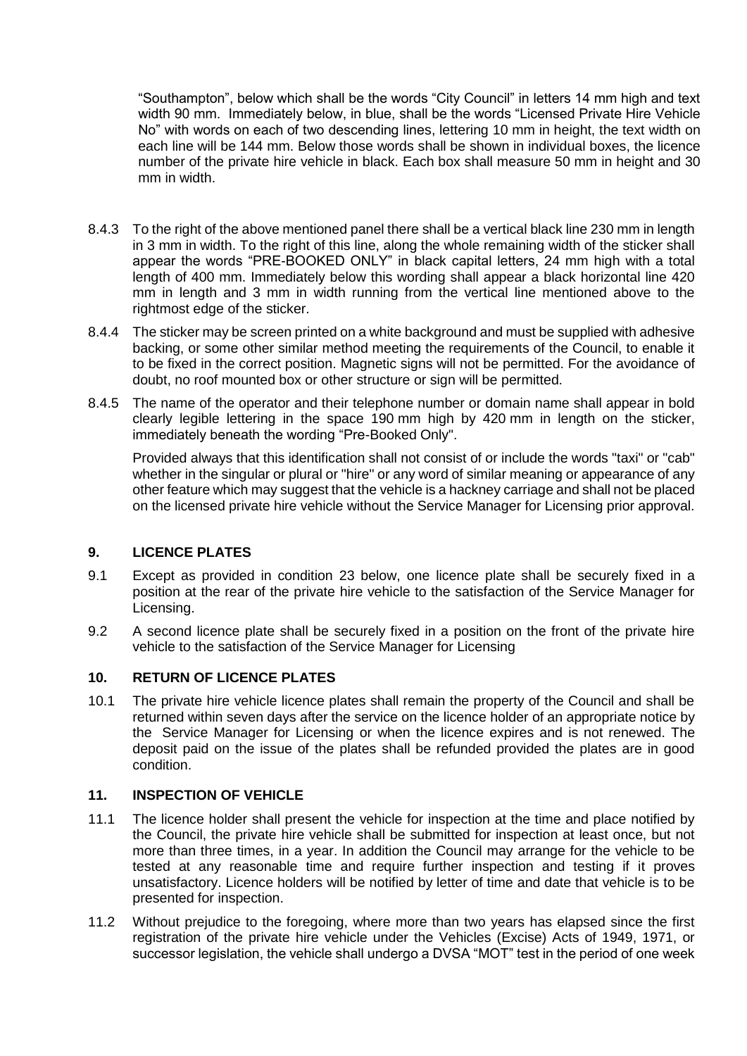"Southampton", below which shall be the words "City Council" in letters 14 mm high and text width 90 mm. Immediately below, in blue, shall be the words "Licensed Private Hire Vehicle No" with words on each of two descending lines, lettering 10 mm in height, the text width on each line will be 144 mm. Below those words shall be shown in individual boxes, the licence number of the private hire vehicle in black. Each box shall measure 50 mm in height and 30 mm in width.

8.4.3 To the right of the above mentioned panel there shall be a vertical black line 230 mm in length in 3 mm in width. To the right of this line, along the whole remaining width of the sticker shall appear the words "PRE-BOOKED ONLY" in black capital letters, 24 mm high with a total length of 400 mm. Immediately below this wording shall appear a black horizontal line 420 mm in length and 3 mm in width running from the vertical line mentioned above to the rightmost edge of the sticker.

8.4.4 The sticker may be screen printed on a white background and must be supplied with adhesive backing, or some other similar method meeting the requirements of the Council, to enable it to be fixed in the correct position. Magnetic signs will not be permitted. For the avoidance of doubt, no roof mounted box or other structure or sign will be permitted.

8.4.5 The name of the operator and their telephone number or domain name shall appear in bold clearly legible lettering in the space 190 mm high by 420 mm in length on the sticker, immediately beneath the wording "Pre-Booked Only".

Provided always that this identification shall not consist of or include the words "taxi" or "cab" whether in the singular or plural or "hire" or any word of similar meaning or appearance of any other feature which may suggest that the vehicle is a hackney carriage and shall not be placed on the licensed private hire vehicle without the Service Manager for Licensing prior approval.

## 9. LICENCE PLATES

9.1 Except as provided in condition 23 below, one licence plate shall be securely fixed in a position at the rear of the private hire vehicle to the satisfaction of the Service Manager for Licensing.

9.2 A second licence plate shall be securely fixed in a position on the front of the private hire vehicle to the satisfaction of the Service Manager for Licensing

## 10. RETURN OF LICENCE PLATES

10.1 The private hire vehicle licence plates shall remain the property of the Council and shall be returned within seven days after the service on the licence holder of an appropriate notice by the Service Manager for Licensing or when the licence expires and is not renewed. The deposit paid on the issue of the plates shall be refunded provided the plates are in good condition.

## 11. INSPECTION OF VEHICLE

11.1 The licence holder shall present the vehicle for inspection at the time and place notified by the Council, the private hire vehicle shall be submitted for inspection at least once, but not more than three times, in a year. In addition the Council may arrange for the vehicle to be tested at any reasonable time and require further inspection and testing if it proves unsatisfactory. Licence holders will be notified by letter of time and date that vehicle is to be presented for inspection.

11.2 Without prejudice to the foregoing, where more than two years has elapsed since the first registration of the private hire vehicle under the Vehicles (Excise) Acts of 1949, 1971, or successor legislation, the vehicle shall undergo a DVSA "MOT" test in the period of one week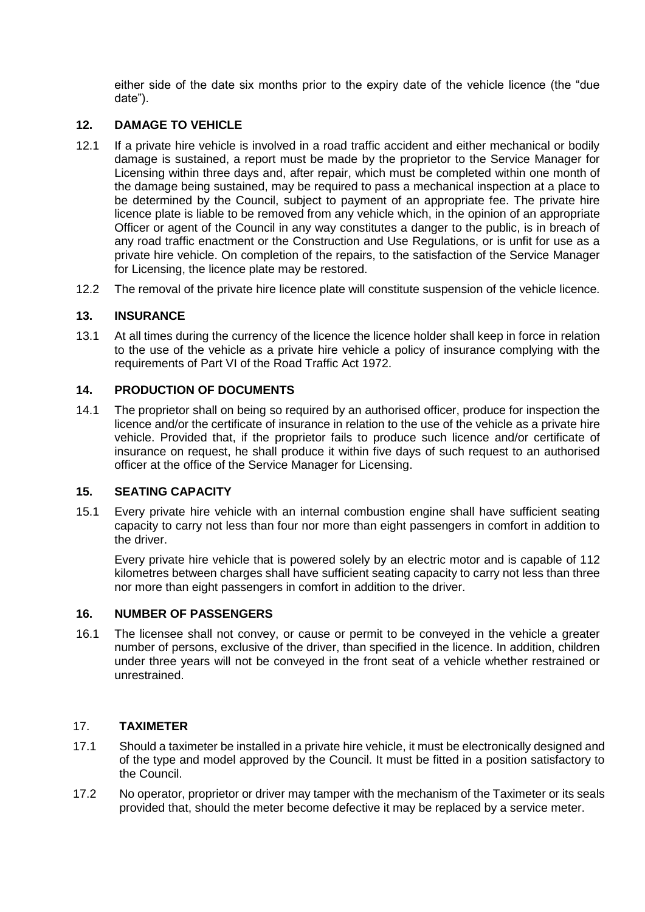either side of the date six months prior to the expiry date of the vehicle licence (the "due date").

## 12. DAMAGE TO VEHICLE

12.1 If a private hire vehicle is involved in a road traffic accident and either mechanical or bodily damage is sustained, a report must be made by the proprietor to the Service Manager for Licensing within three days and, after repair, which must be completed within one month of the damage being sustained, may be required to pass a mechanical inspection at a place to be determined by the Council, subject to payment of an appropriate fee. The private hire licence plate is liable to be removed from any vehicle which, in the opinion of an appropriate Officer or agent of the Council in any way constitutes a danger to the public, is in breach of any road traffic enactment or the Construction and Use Regulations, or is unfit for use as a private hire vehicle. On completion of the repairs, to the satisfaction of the Service Manager for Licensing, the licence plate may be restored.

12.2 The removal of the private hire licence plate will constitute suspension of the vehicle licence.

## 13. INSURANCE

13.1 At all times during the currency of the licence the licence holder shall keep in force in relation to the use of the vehicle as a private hire vehicle a policy of insurance complying with the requirements of Part VI of the Road Traffic Act 1972.

## 14. PRODUCTION OF DOCUMENTS

14.1 The proprietor shall on being so required by an authorised officer, produce for inspection the licence and/or the certificate of insurance in relation to the use of the vehicle as a private hire vehicle. Provided that, if the proprietor fails to produce such licence and/or certificate of insurance on request, he shall produce it within five days of such request to an authorised officer at the office of the Service Manager for Licensing.

## 15. SEATING CAPACITY

15.1 Every private hire vehicle with an internal combustion engine shall have sufficient seating capacity to carry not less than four nor more than eight passengers in comfort in addition to the driver.

Every private hire vehicle that is powered solely by an electric motor and is capable of 112 kilometres between charges shall have sufficient seating capacity to carry not less than three nor more than eight passengers in comfort in addition to the driver.

## 16. NUMBER OF PASSENGERS

16.1 The licensee shall not convey, or cause or permit to be conveyed in the vehicle a greater number of persons, exclusive of the driver, than specified in the licence. In addition, children under three years will not be conveyed in the front seat of a vehicle whether restrained or unrestrained.

## 17. TAXIMETER

17.1 Should a taximeter be installed in a private hire vehicle, it must be electronically designed and of the type and model approved by the Council. It must be fitted in a position satisfactory to the Council.

17.2 No operator, proprietor or driver may tamper with the mechanism of the Taximeter or its seals provided that, should the meter become defective it may be replaced by a service meter.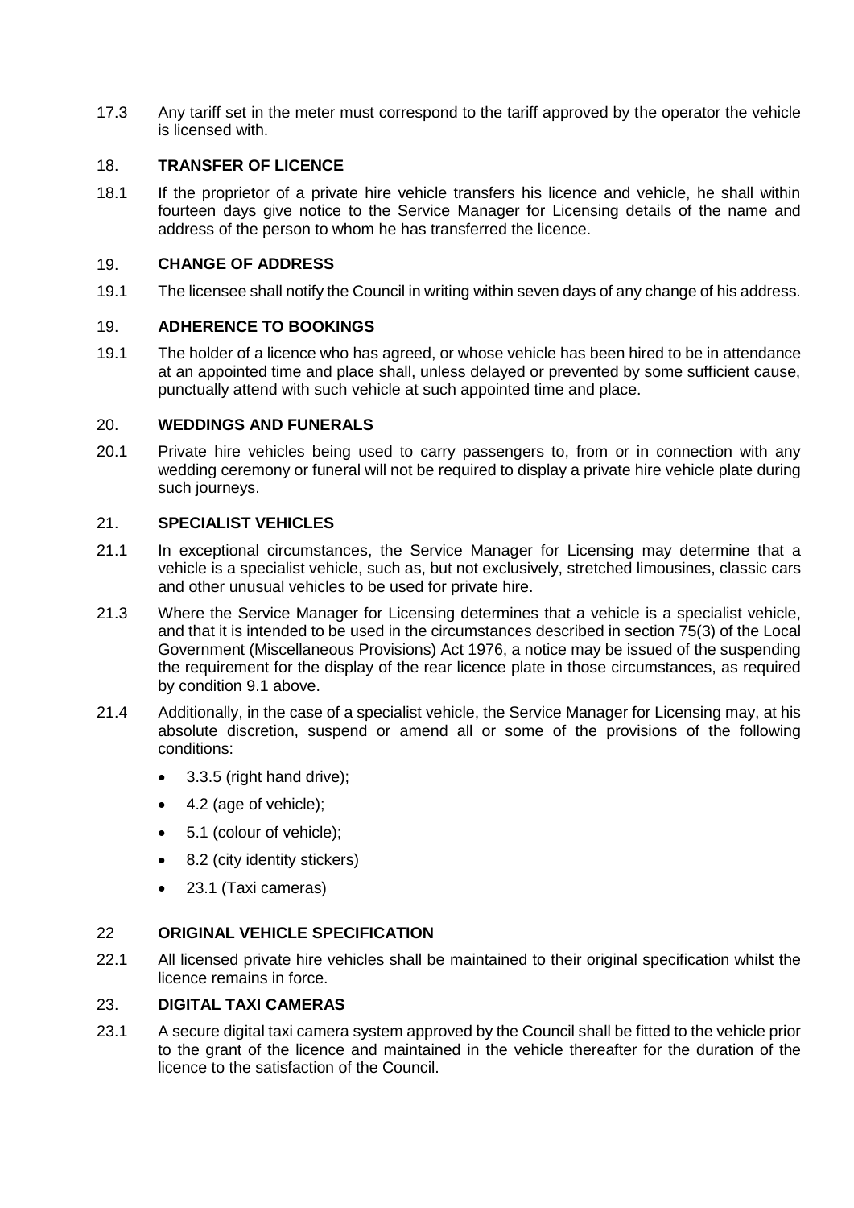17.3 Any tariff set in the meter must correspond to the tariff approved by the operator the vehicle is licensed with.

## 18. TRANSFER OF LICENCE

18.1 If the proprietor of a private hire vehicle transfers his licence and vehicle, he shall within fourteen days give notice to the Service Manager for Licensing details of the name and address of the person to whom he has transferred the licence.

## 19. CHANGE OF ADDRESS

19.1 The licensee shall notify the Council in writing within seven days of any change of his address.

## 19. ADHERENCE TO BOOKINGS

19.1 The holder of a licence who has agreed, or whose vehicle has been hired to be in attendance at an appointed time and place shall, unless delayed or prevented by some sufficient cause, punctually attend with such vehicle at such appointed time and place.

## 20. WEDDINGS AND FUNERALS

20.1 Private hire vehicles being used to carry passengers to, from or in connection with any wedding ceremony or funeral will not be required to display a private hire vehicle plate during such journeys.

## 21. SPECIALIST VEHICLES

21.1 In exceptional circumstances, the Service Manager for Licensing may determine that a vehicle is a specialist vehicle, such as, but not exclusively, stretched limousines, classic cars and other unusual vehicles to be used for private hire.

21.3 Where the Service Manager for Licensing determines that a vehicle is a specialist vehicle, and that it is intended to be used in the circumstances described in section 75(3) of the Local Government (Miscellaneous Provisions) Act 1976, a notice may be issued of the suspending the requirement for the display of the rear licence plate in those circumstances, as required by condition 9.1 above.

21.4 Additionally, in the case of a specialist vehicle, the Service Manager for Licensing may, at his absolute discretion, suspend or amend all or some of the provisions of the following conditions:

- 3.3.5 (right hand drive);
- 4.2 (age of vehicle);
- 5.1 (colour of vehicle);
- 8.2 (city identity stickers)
- 23.1 (Taxi cameras)

## 22 ORIGINAL VEHICLE SPECIFICATION

22.1 All licensed private hire vehicles shall be maintained to their original specification whilst the licence remains in force.

## 23. DIGITAL TAXI CAMERAS

23.1 A secure digital taxi camera system approved by the Council shall be fitted to the vehicle prior to the grant of the licence and maintained in the vehicle thereafter for the duration of the licence to the satisfaction of the Council.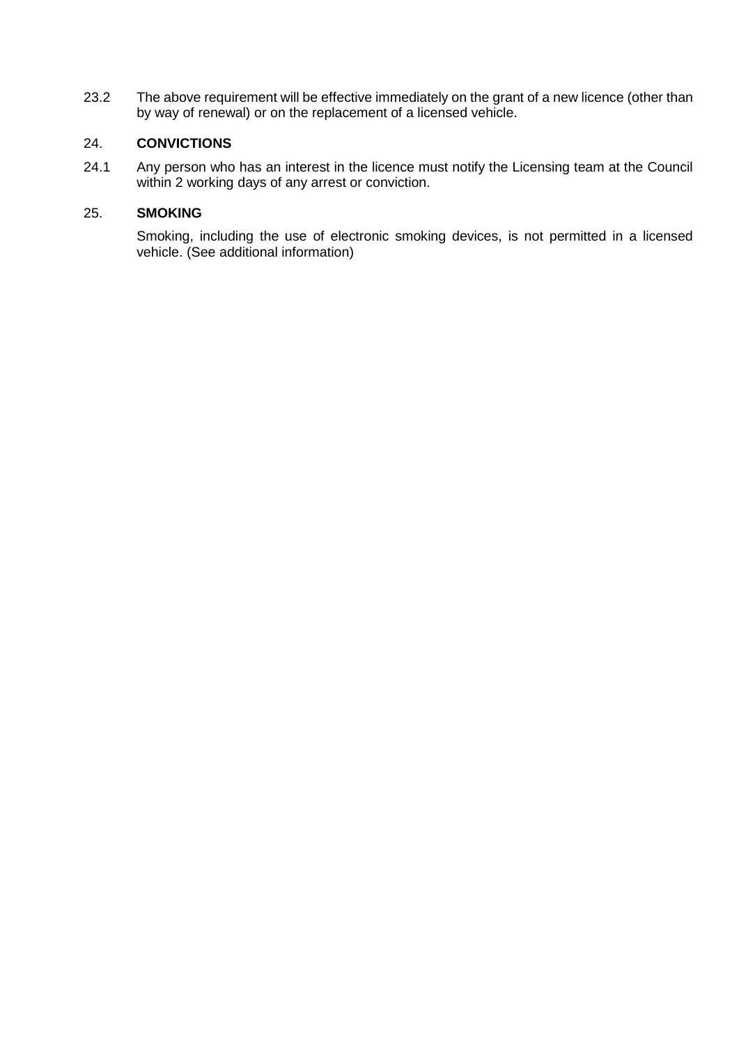23.2 The above requirement will be effective immediately on the grant of a new licence (other than by way of renewal) or on the replacement of a licensed vehicle.

## 24. CONVICTIONS

24.1 Any person who has an interest in the licence must notify the Licensing team at the Council within 2 working days of any arrest or conviction.

## 25. SMOKING

Smoking, including the use of electronic smoking devices, is not permitted in a licensed vehicle. (See additional information)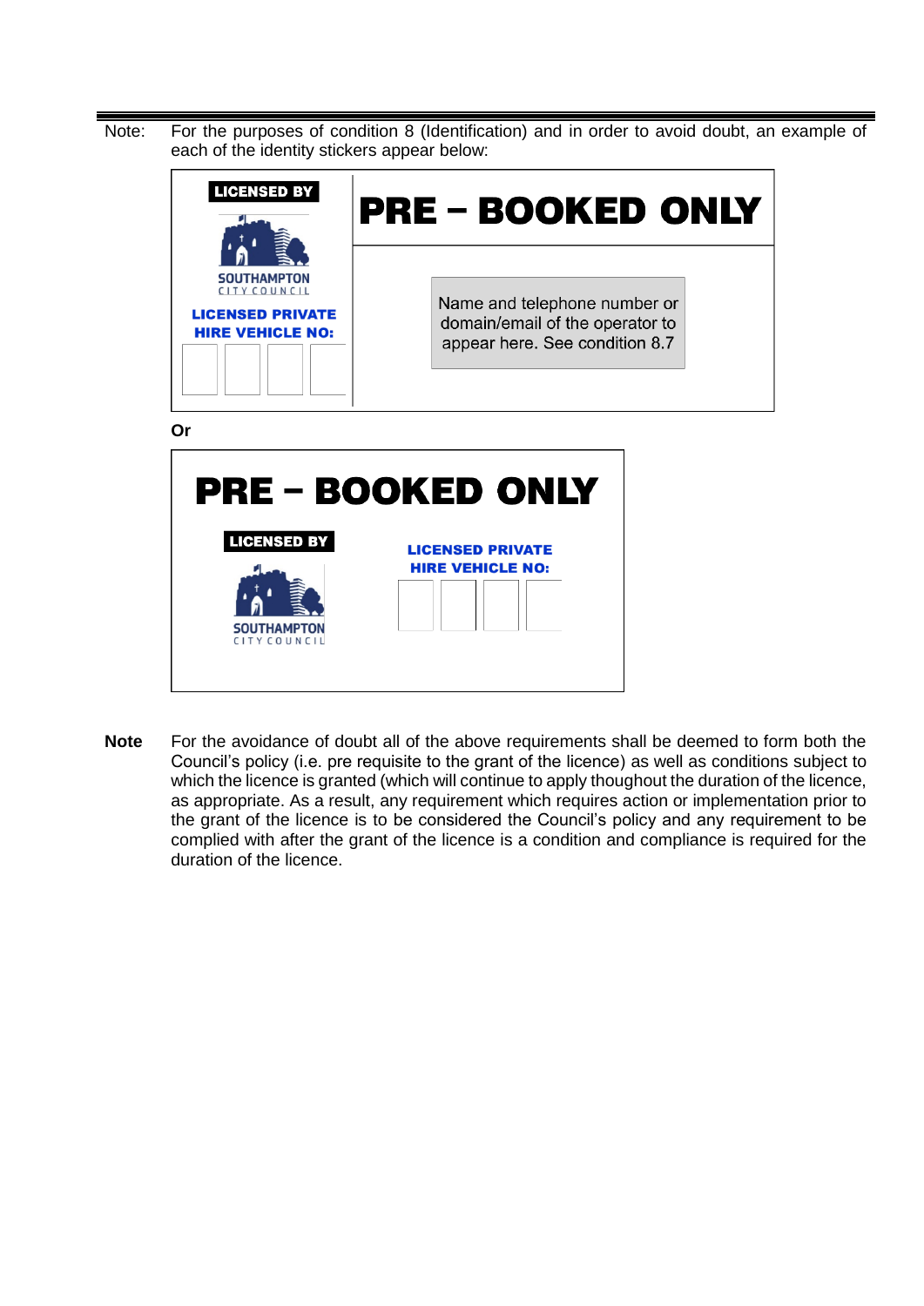Note: For the purposes of condition 8 (Identification) and in order to avoid doubt, an example of each of the identity stickers appear below:

LICENSED BY

SOUTHAMPTON CITY COUNCIL

LICENSED PRIVATE HIRE VEHICLE NO:

PRE – BOOKED ONLY

Name and telephone number or domain/email of the operator to appear here. See condition 8.7

**Or**

PRE – BOOKED ONLY

LICENSED BY

SOUTHAMPTON CITY COUNCIL

LICENSED PRIVATE HIRE VEHICLE NO:

**Note** For the avoidance of doubt all of the above requirements shall be deemed to form both the Council's policy (i.e. pre requisite to the grant of the licence) as well as conditions subject to which the licence is granted (which will continue to apply thoughout the duration of the licence, as appropriate. As a result, any requirement which requires action or implementation prior to the grant of the licence is to be considered the Council's policy and any requirement to be complied with after the grant of the licence is a condition and compliance is required for the duration of the licence.